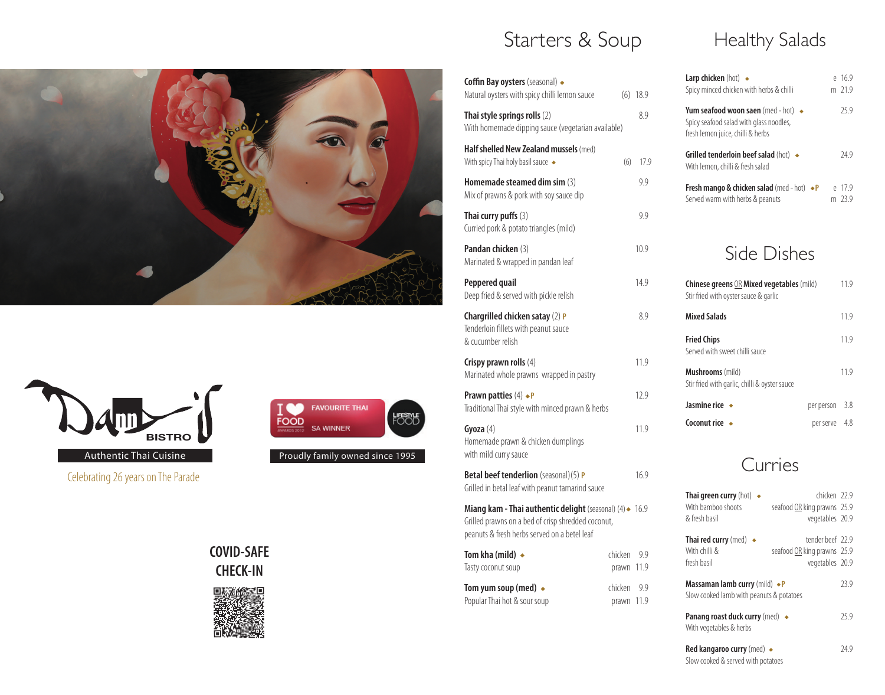Dan-Arun BISTRO

Authentic Thai Cuisine

Celebrating 26 years on The Parade

I ❤ FOOD AWARDS 2012 — FAVOURITE THAI — SA WINNER — LIFESTYLE FOOD

Proudly family owned since 1995

**COVID-SAFE CHECK-IN**

# Starters & Soup

**Coffin Bay oysters** (seasonal) ◆
Natural oysters with spicy chilli lemon sauce — (6) 18.9

**Thai style springs rolls** (2) — 8.9
With homemade dipping sauce (vegetarian available)

**Half shelled New Zealand mussels** (med)
With spicy Thai holy basil sauce ◆ — (6) 17.9

**Homemade steamed dim sim** (3) — 9.9
Mix of prawns & pork with soy sauce dip

**Thai curry puffs** (3) — 9.9
Curried pork & potato triangles (mild)

**Pandan chicken** (3) — 10.9
Marinated & wrapped in pandan leaf

**Peppered quail** — 14.9
Deep fried & served with pickle relish

**Chargrilled chicken satay** (2) P — 8.9
Tenderloin fillets with peanut sauce & cucumber relish

**Crispy prawn rolls** (4) — 11.9
Marinated whole prawns wrapped in pastry

**Prawn patties** (4) ◆P — 12.9
Traditional Thai style with minced prawn & herbs

**Gyoza** (4) — 11.9
Homemade prawn & chicken dumplings with mild curry sauce

**Betal beef tenderlion** (seasonal)(5) P — 16.9
Grilled in betal leaf with peanut tamarind sauce

**Miang kam - Thai authentic delight** (seasonal) (4) ◆ — 16.9
Grilled prawns on a bed of crisp shredded coconut, peanuts & fresh herbs served on a betel leaf

**Tom kha (mild)** ◆ — chicken 9.9 / prawn 11.9
Tasty coconut soup

**Tom yum soup (med)** ◆ — chicken 9.9 / prawn 11.9
Popular Thai hot & sour soup

# Healthy Salads

**Larp chicken** (hot) ◆ — e 16.9 / m 21.9
Spicy minced chicken with herbs & chilli

**Yum seafood woon saen** (med - hot) ◆ — 25.9
Spicy seafood salad with glass noodles, fresh lemon juice, chilli & herbs

**Grilled tenderloin beef salad** (hot) ◆ — 24.9
With lemon, chilli & fresh salad

**Fresh mango & chicken salad** (med - hot) ◆P — e 17.9 / m 23.9
Served warm with herbs & peanuts

# Side Dishes

**Chinese greens** OR **Mixed vegetables** (mild) — 11.9
Stir fried with oyster sauce & garlic

**Mixed Salads** — 11.9

**Fried Chips** — 11.9
Served with sweet chilli sauce

**Mushrooms** (mild) — 11.9
Stir fried with garlic, chilli & oyster sauce

**Jasmine rice** ◆ — per person 3.8

**Coconut rice** ◆ — per serve 4.8

# Curries

**Thai green curry** (hot) ◆ — chicken 22.9 / seafood OR king prawns 25.9 / vegetables 20.9
With bamboo shoots & fresh basil

**Thai red curry** (med) ◆ — tender beef 22.9 / seafood OR king prawns 25.9 / vegetables 20.9
With chilli & fresh basil

**Massaman lamb curry** (mild) ◆P — 23.9
Slow cooked lamb with peanuts & potatoes

**Panang roast duck curry** (med) ◆ — 25.9
With vegetables & herbs

**Red kangaroo curry** (med) ◆ — 24.9
Slow cooked & served with potatoes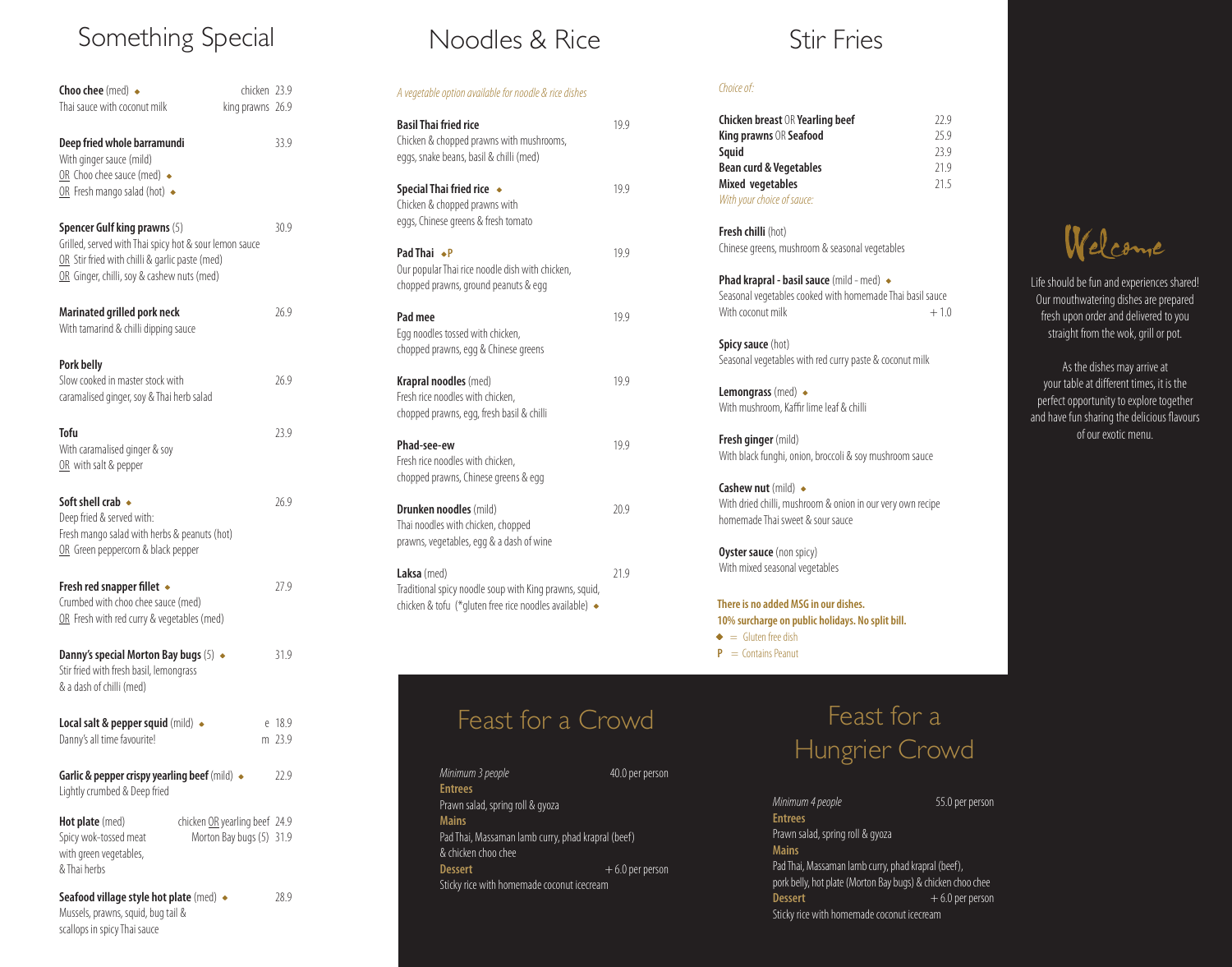# Something Special

**Choo chee** (med) ◆ — chicken 23.9 / king prawns 26.9
Thai sauce with coconut milk

**Deep fried whole barramundi** — 33.9
With ginger sauce (mild)
OR Choo chee sauce (med) ◆
OR Fresh mango salad (hot) ◆

**Spencer Gulf king prawns** (5) — 30.9
Grilled, served with Thai spicy hot & sour lemon sauce
OR Stir fried with chilli & garlic paste (med)
OR Ginger, chilli, soy & cashew nuts (med)

**Marinated grilled pork neck** — 26.9
With tamarind & chilli dipping sauce

**Pork belly** — 26.9
Slow cooked in master stock with caramalised ginger, soy & Thai herb salad

**Tofu** — 23.9
With caramalised ginger & soy
OR with salt & pepper

**Soft shell crab** ◆ — 26.9
Deep fried & served with:
Fresh mango salad with herbs & peanuts (hot)
OR Green peppercorn & black pepper

**Fresh red snapper fillet** ◆ — 27.9
Crumbed with choo chee sauce (med)
OR Fresh with red curry & vegetables (med)

**Danny's special Morton Bay bugs** (5) ◆ — 31.9
Stir fried with fresh basil, lemongrass & a dash of chilli (med)

**Local salt & pepper squid** (mild) ◆ — e 18.9 / m 23.9
Danny's all time favourite!

**Garlic & pepper crispy yearling beef** (mild) ◆ — 22.9
Lightly crumbed & Deep fried

**Hot plate** (med) — chicken OR yearling beef 24.9 / Morton Bay bugs (5) 31.9
Spicy wok-tossed meat with green vegetables, & Thai herbs

**Seafood village style hot plate** (med) ◆ — 28.9
Mussels, prawns, squid, bug tail & scallops in spicy Thai sauce

# Noodles & Rice

*A vegetable option available for noodle & rice dishes*

**Basil Thai fried rice** — 19.9
Chicken & chopped prawns with mushrooms, eggs, snake beans, basil & chilli (med)

**Special Thai fried rice** ◆ — 19.9
Chicken & chopped prawns with eggs, Chinese greens & fresh tomato

**Pad Thai** ◆P — 19.9
Our popular Thai rice noodle dish with chicken, chopped prawns, ground peanuts & egg

**Pad mee** — 19.9
Egg noodles tossed with chicken, chopped prawns, egg & Chinese greens

**Krapral noodles** (med) — 19.9
Fresh rice noodles with chicken, chopped prawns, egg, fresh basil & chilli

**Phad-see-ew** — 19.9
Fresh rice noodles with chicken, chopped prawns, Chinese greens & egg

**Drunken noodles** (mild) — 20.9
Thai noodles with chicken, chopped prawns, vegetables, egg & a dash of wine

**Laksa** (med) — 21.9
Traditional spicy noodle soup with King prawns, squid, chicken & tofu (*gluten free rice noodles available) ◆

# Stir Fries

*Choice of:*

| | |
|---|---|
| **Chicken breast** OR **Yearling beef** | 22.9 |
| **King prawns** OR **Seafood** | 25.9 |
| **Squid** | 23.9 |
| **Bean curd & Vegetables** | 21.9 |
| **Mixed vegetables** | 21.5 |

*With your choice of sauce:*

**Fresh chilli** (hot)
Chinese greens, mushroom & seasonal vegetables

**Phad krapral - basil sauce** (mild - med) ◆
Seasonal vegetables cooked with homemade Thai basil sauce
With coconut milk + 1.0

**Spicy sauce** (hot)
Seasonal vegetables with red curry paste & coconut milk

**Lemongrass** (med) ◆
With mushroom, Kaffir lime leaf & chilli

**Fresh ginger** (mild)
With black funghi, onion, broccoli & soy mushroom sauce

**Cashew nut** (mild) ◆
With dried chilli, mushroom & onion in our very own recipe homemade Thai sweet & sour sauce

**Oyster sauce** (non spicy)
With mixed seasonal vegetables

**There is no added MSG in our dishes.**
**10% surcharge on public holidays. No split bill.**
◆ = Gluten free dish
**P** = Contains Peanut

# Welcome

Life should be fun and experiences shared! Our mouthwatering dishes are prepared fresh upon order and delivered to you straight from the wok, grill or pot.

As the dishes may arrive at your table at different times, it is the perfect opportunity to explore together and have fun sharing the delicious flavours of our exotic menu.

# Feast for a Crowd

*Minimum 3 people* — 40.0 per person

**Entrees**
Prawn salad, spring roll & gyoza

**Mains**
Pad Thai, Massaman lamb curry, phad krapral (beef) & chicken choo chee

**Dessert** — + 6.0 per person
Sticky rice with homemade coconut icecream

# Feast for a Hungrier Crowd

*Minimum 4 people* — 55.0 per person

**Entrees**
Prawn salad, spring roll & gyoza

**Mains**
Pad Thai, Massaman lamb curry, phad krapral (beef), pork belly, hot plate (Morton Bay bugs) & chicken choo chee

**Dessert** — + 6.0 per person
Sticky rice with homemade coconut icecream